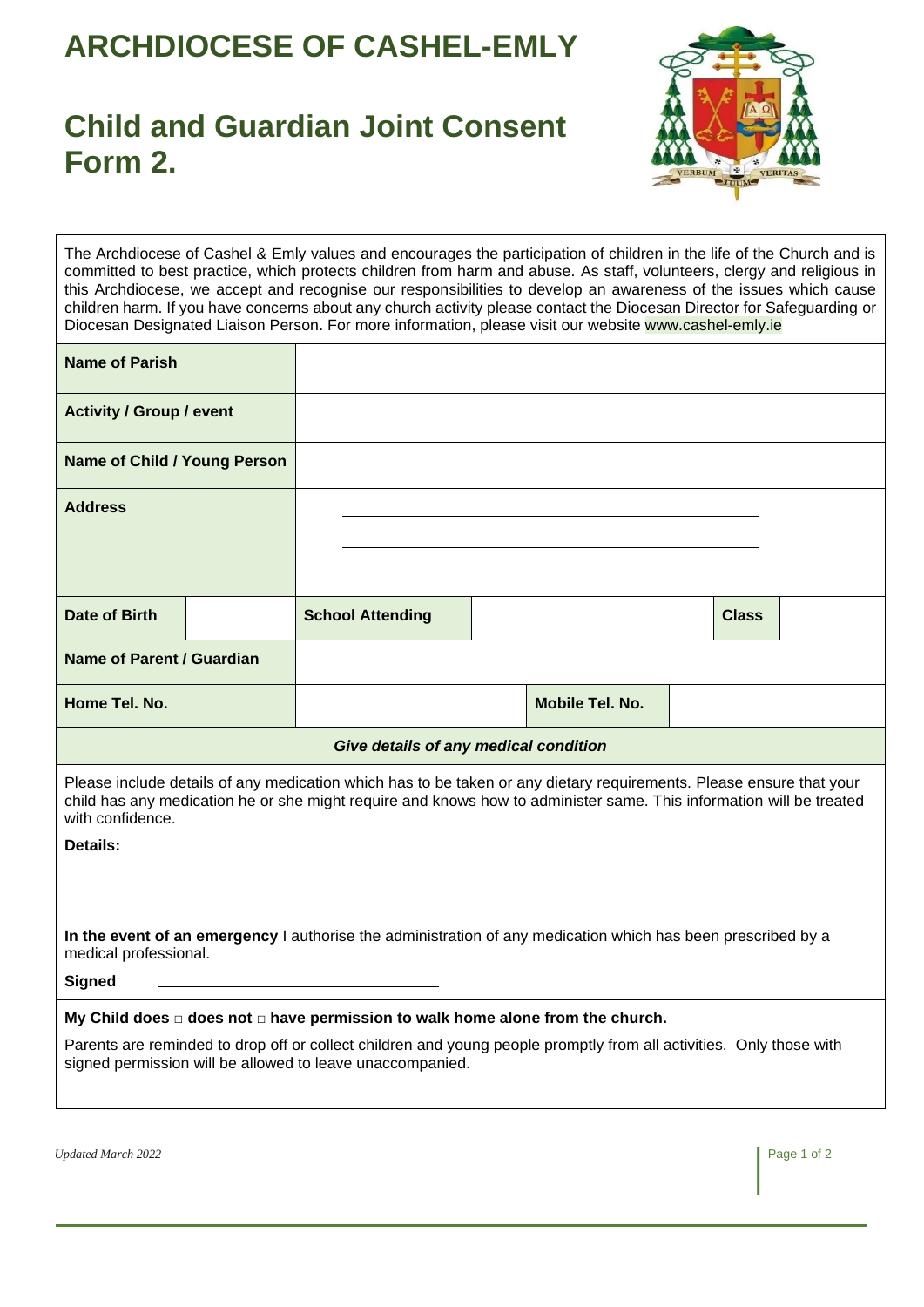# ARCHDIOCESE OF CASHEL-EMLY

## Child and Guardian Joint Consent Form 2.

The Archdiocese of Cashel & Emly values and encourages the participation of children in the life of the Church and is committed to best practice, which protects children from harm and abuse. As staff, volunteers, clergy and religious in this Archdiocese, we accept and recognise our responsibilities to develop an awareness of the issues which cause children harm. If you have concerns about any church activity please contact the Diocesan Director for Safeguarding or Diocesan Designated Liaison Person. For more information, please visit our website www.cashel-emly.ie

| | | | | | |
|---|---|---|---|---|---|
| **Name of Parish** | | | | | |
| **Activity / Group / event** | | | | | |
| **Name of Child / Young Person** | | | | | |
| **Address** | ______ <br> ______ <br> ______ | | | | |
| **Date of Birth** | | **School Attending** | | **Class** | |
| **Name of Parent / Guardian** | | | | | |
| **Home Tel. No.** | | | **Mobile Tel. No.** | | |

***Give details of any medical condition***

Please include details of any medication which has to be taken or any dietary requirements. Please ensure that your child has any medication he or she might require and knows how to administer same. This information will be treated with confidence.

**Details:**

**In the event of an emergency** I authorise the administration of any medication which has been prescribed by a medical professional.

**Signed** ______________________

**My Child does □ does not □ have permission to walk home alone from the church.**

Parents are reminded to drop off or collect children and young people promptly from all activities. Only those with signed permission will be allowed to leave unaccompanied.

*Updated March 2022*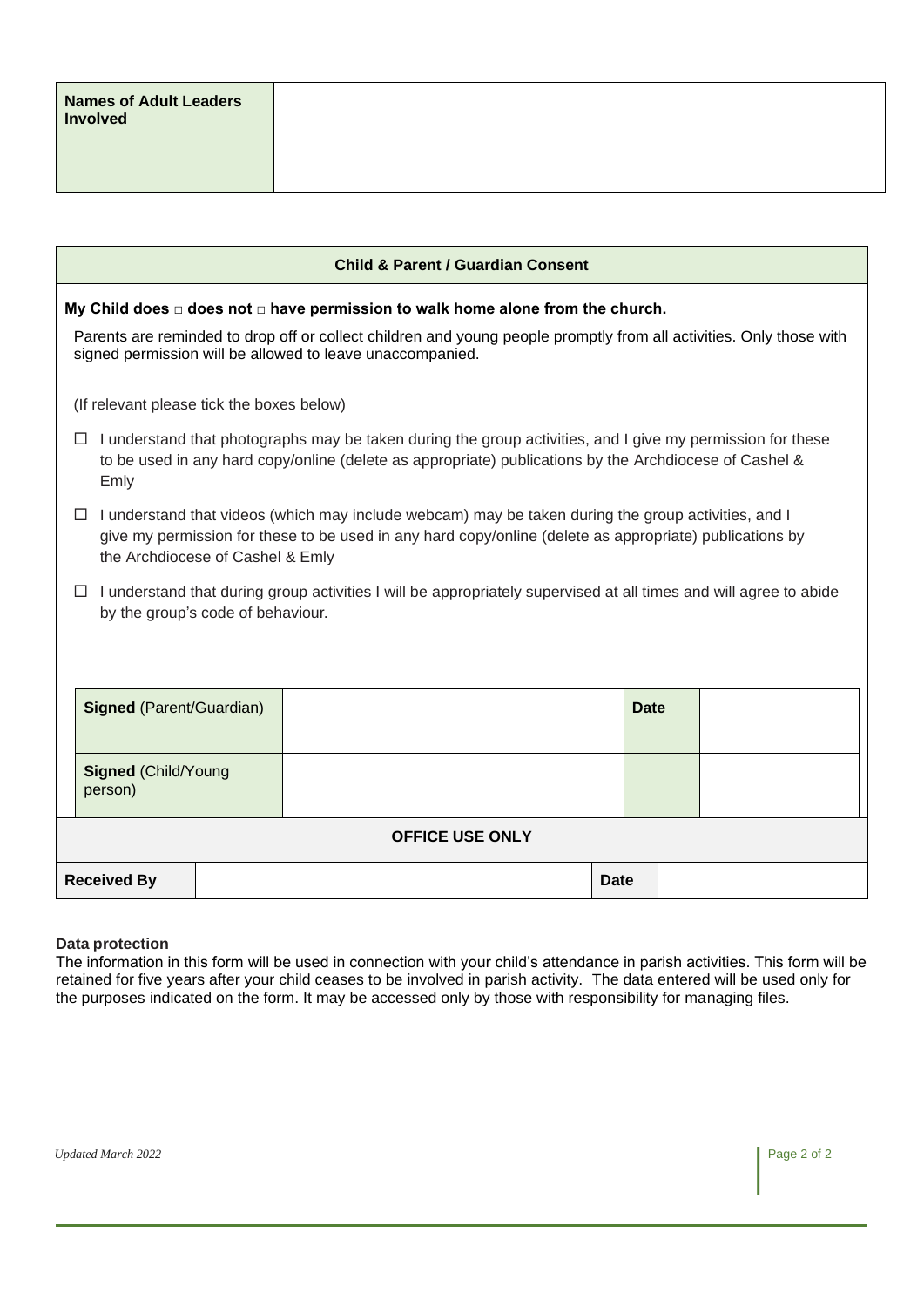| | |
|---|---|
| **Names of Adult Leaders Involved** | |

| **Child & Parent / Guardian Consent** | | | |
|---|---|---|---|

**My Child does □ does not □ have permission to walk home alone from the church.**

Parents are reminded to drop off or collect children and young people promptly from all activities. Only those with signed permission will be allowed to leave unaccompanied.

(If relevant please tick the boxes below)

☐ I understand that photographs may be taken during the group activities, and I give my permission for these to be used in any hard copy/online (delete as appropriate) publications by the Archdiocese of Cashel & Emly

☐ I understand that videos (which may include webcam) may be taken during the group activities, and I give my permission for these to be used in any hard copy/online (delete as appropriate) publications by the Archdiocese of Cashel & Emly

☐ I understand that during group activities I will be appropriately supervised at all times and will agree to abide by the group's code of behaviour.

| | | | |
|---|---|---|---|
| **Signed** (Parent/Guardian) | | **Date** | |
| **Signed** (Child/Young person) | | | |

**OFFICE USE ONLY**

| | | | |
|---|---|---|---|
| **Received By** | | **Date** | |

**Data protection**

The information in this form will be used in connection with your child's attendance in parish activities. This form will be retained for five years after your child ceases to be involved in parish activity. The data entered will be used only for the purposes indicated on the form. It may be accessed only by those with responsibility for managing files.

*Updated March 2022*